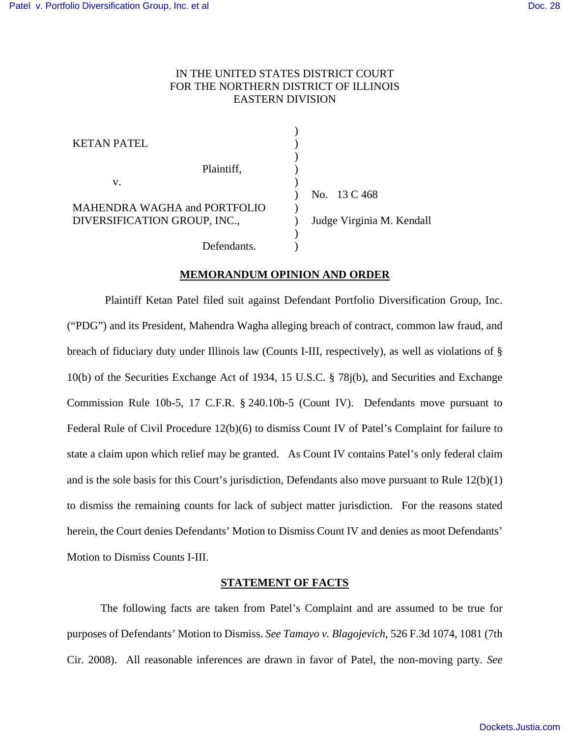IN THE UNITED STATES DISTRICT COURT
FOR THE NORTHERN DISTRICT OF ILLINOIS
EASTERN DIVISION

| | | |
|---|---|---|
| KETAN PATEL | ) | |
| Plaintiff, | ) | |
| v. | ) | No. 13 C 468 |
| MAHENDRA WAGHA and PORTFOLIO DIVERSIFICATION GROUP, INC., | ) | Judge Virginia M. Kendall |
| Defendants. | ) | |

**MEMORANDUM OPINION AND ORDER**

Plaintiff Ketan Patel filed suit against Defendant Portfolio Diversification Group, Inc. ("PDG") and its President, Mahendra Wagha alleging breach of contract, common law fraud, and breach of fiduciary duty under Illinois law (Counts I-III, respectively), as well as violations of § 10(b) of the Securities Exchange Act of 1934, 15 U.S.C. § 78j(b), and Securities and Exchange Commission Rule 10b-5, 17 C.F.R. § 240.10b-5 (Count IV). Defendants move pursuant to Federal Rule of Civil Procedure 12(b)(6) to dismiss Count IV of Patel's Complaint for failure to state a claim upon which relief may be granted. As Count IV contains Patel's only federal claim and is the sole basis for this Court's jurisdiction, Defendants also move pursuant to Rule 12(b)(1) to dismiss the remaining counts for lack of subject matter jurisdiction. For the reasons stated herein, the Court denies Defendants' Motion to Dismiss Count IV and denies as moot Defendants' Motion to Dismiss Counts I-III.

**STATEMENT OF FACTS**

The following facts are taken from Patel's Complaint and are assumed to be true for purposes of Defendants' Motion to Dismiss. *See Tamayo v. Blagojevich*, 526 F.3d 1074, 1081 (7th Cir. 2008). All reasonable inferences are drawn in favor of Patel, the non-moving party. *See*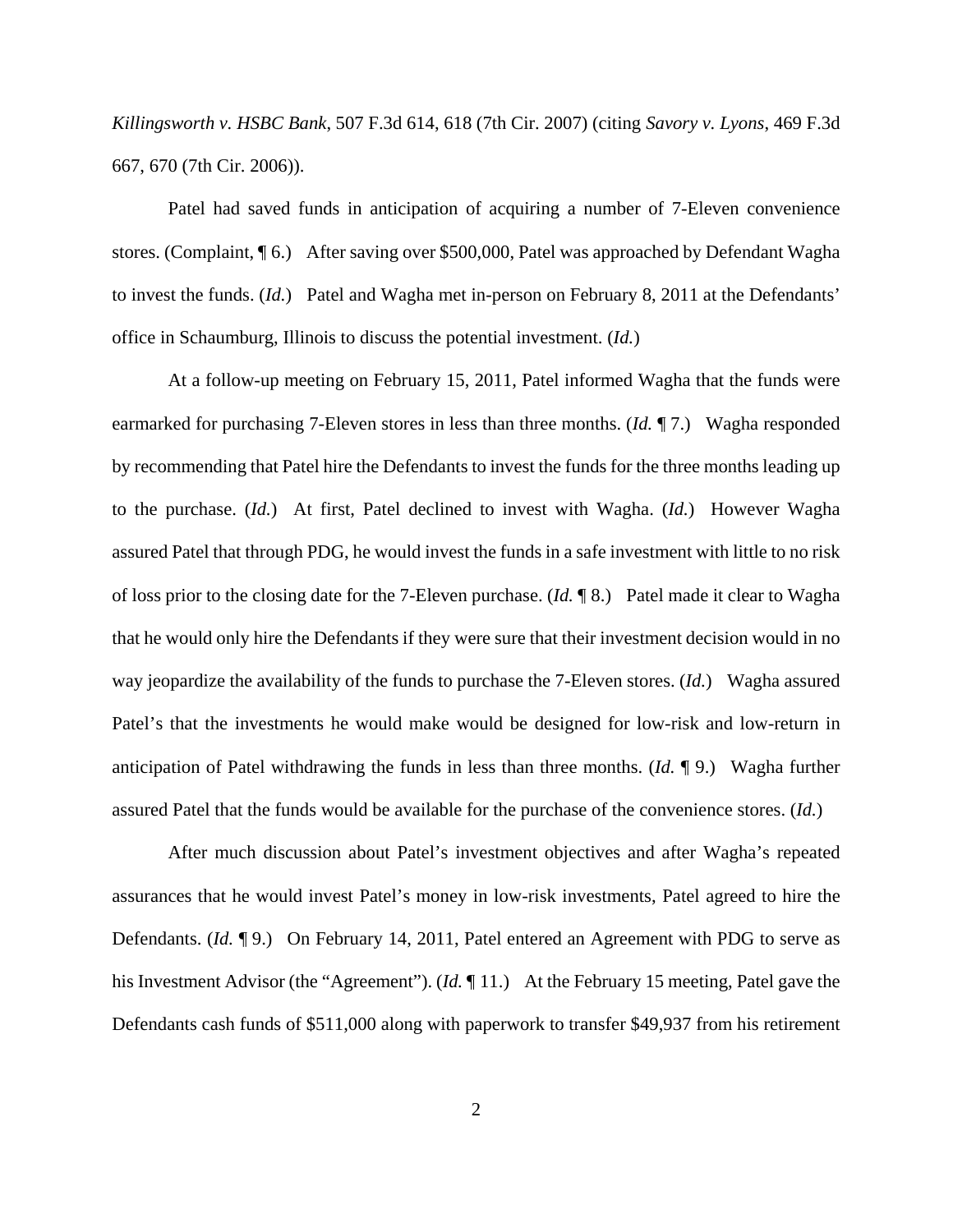*Killingsworth v. HSBC Bank*, 507 F.3d 614, 618 (7th Cir. 2007) (citing *Savory v. Lyons*, 469 F.3d 667, 670 (7th Cir. 2006)).

Patel had saved funds in anticipation of acquiring a number of 7-Eleven convenience stores. (Complaint, ¶ 6.) After saving over $500,000, Patel was approached by Defendant Wagha to invest the funds. (*Id.*) Patel and Wagha met in-person on February 8, 2011 at the Defendants' office in Schaumburg, Illinois to discuss the potential investment. (*Id.*)

At a follow-up meeting on February 15, 2011, Patel informed Wagha that the funds were earmarked for purchasing 7-Eleven stores in less than three months. (*Id.* ¶ 7.) Wagha responded by recommending that Patel hire the Defendants to invest the funds for the three months leading up to the purchase. (*Id.*) At first, Patel declined to invest with Wagha. (*Id.*) However Wagha assured Patel that through PDG, he would invest the funds in a safe investment with little to no risk of loss prior to the closing date for the 7-Eleven purchase. (*Id.* ¶ 8.) Patel made it clear to Wagha that he would only hire the Defendants if they were sure that their investment decision would in no way jeopardize the availability of the funds to purchase the 7-Eleven stores. (*Id.*) Wagha assured Patel's that the investments he would make would be designed for low-risk and low-return in anticipation of Patel withdrawing the funds in less than three months. (*Id.* ¶ 9.) Wagha further assured Patel that the funds would be available for the purchase of the convenience stores. (*Id.*)

After much discussion about Patel's investment objectives and after Wagha's repeated assurances that he would invest Patel's money in low-risk investments, Patel agreed to hire the Defendants. (*Id.* ¶ 9.) On February 14, 2011, Patel entered an Agreement with PDG to serve as his Investment Advisor (the "Agreement"). (*Id.* ¶ 11.) At the February 15 meeting, Patel gave the Defendants cash funds of $511,000 along with paperwork to transfer $49,937 from his retirement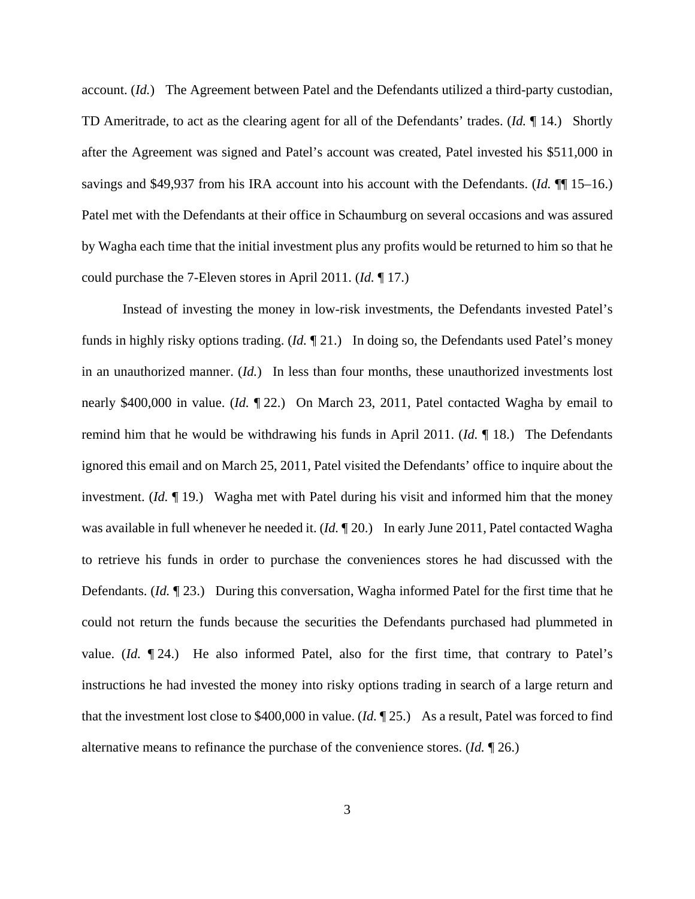account. (*Id.*) The Agreement between Patel and the Defendants utilized a third-party custodian, TD Ameritrade, to act as the clearing agent for all of the Defendants' trades. (*Id.* ¶ 14.) Shortly after the Agreement was signed and Patel's account was created, Patel invested his $511,000 in savings and $49,937 from his IRA account into his account with the Defendants. (*Id.* ¶¶ 15–16.) Patel met with the Defendants at their office in Schaumburg on several occasions and was assured by Wagha each time that the initial investment plus any profits would be returned to him so that he could purchase the 7-Eleven stores in April 2011. (*Id.* ¶ 17.)

Instead of investing the money in low-risk investments, the Defendants invested Patel's funds in highly risky options trading. (*Id.* ¶ 21.) In doing so, the Defendants used Patel's money in an unauthorized manner. (*Id.*) In less than four months, these unauthorized investments lost nearly $400,000 in value. (*Id.* ¶ 22.) On March 23, 2011, Patel contacted Wagha by email to remind him that he would be withdrawing his funds in April 2011. (*Id.* ¶ 18.) The Defendants ignored this email and on March 25, 2011, Patel visited the Defendants' office to inquire about the investment. (*Id.* ¶ 19.) Wagha met with Patel during his visit and informed him that the money was available in full whenever he needed it. (*Id.* ¶ 20.) In early June 2011, Patel contacted Wagha to retrieve his funds in order to purchase the conveniences stores he had discussed with the Defendants. (*Id.* ¶ 23.) During this conversation, Wagha informed Patel for the first time that he could not return the funds because the securities the Defendants purchased had plummeted in value. (*Id.* ¶ 24.) He also informed Patel, also for the first time, that contrary to Patel's instructions he had invested the money into risky options trading in search of a large return and that the investment lost close to $400,000 in value. (*Id.* ¶ 25.) As a result, Patel was forced to find alternative means to refinance the purchase of the convenience stores. (*Id.* ¶ 26.)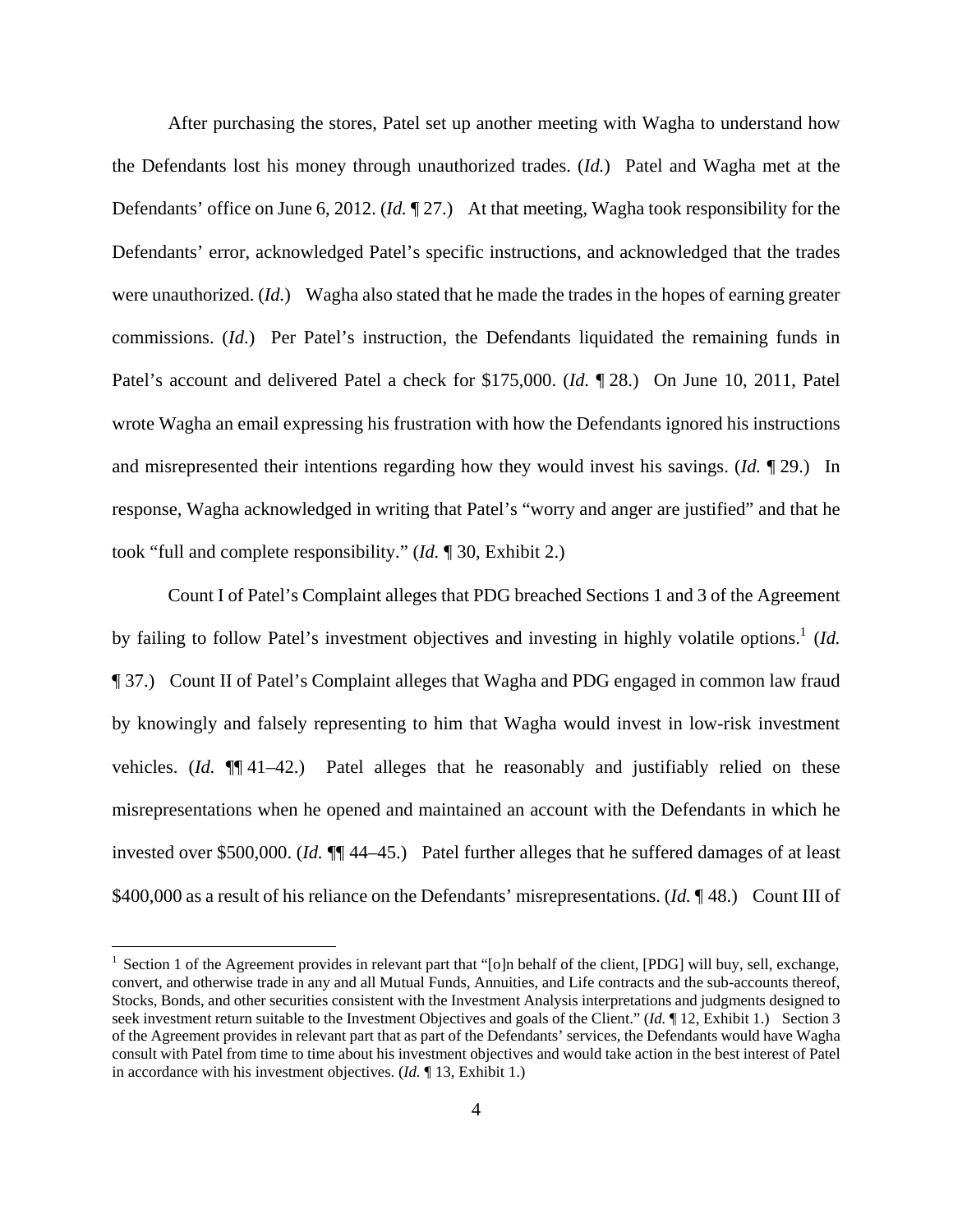After purchasing the stores, Patel set up another meeting with Wagha to understand how the Defendants lost his money through unauthorized trades. (*Id.*) Patel and Wagha met at the Defendants' office on June 6, 2012. (*Id.* ¶ 27.) At that meeting, Wagha took responsibility for the Defendants' error, acknowledged Patel's specific instructions, and acknowledged that the trades were unauthorized. (*Id.*) Wagha also stated that he made the trades in the hopes of earning greater commissions. (*Id*.) Per Patel's instruction, the Defendants liquidated the remaining funds in Patel's account and delivered Patel a check for $175,000. (*Id.* ¶ 28.) On June 10, 2011, Patel wrote Wagha an email expressing his frustration with how the Defendants ignored his instructions and misrepresented their intentions regarding how they would invest his savings. (*Id.* ¶ 29.) In response, Wagha acknowledged in writing that Patel's "worry and anger are justified" and that he took "full and complete responsibility." (*Id.* ¶ 30, Exhibit 2.)

Count I of Patel's Complaint alleges that PDG breached Sections 1 and 3 of the Agreement by failing to follow Patel's investment objectives and investing in highly volatile options.[1] (*Id.* ¶ 37.) Count II of Patel's Complaint alleges that Wagha and PDG engaged in common law fraud by knowingly and falsely representing to him that Wagha would invest in low-risk investment vehicles. (*Id.* ¶¶ 41–42.) Patel alleges that he reasonably and justifiably relied on these misrepresentations when he opened and maintained an account with the Defendants in which he invested over $500,000. (*Id.* ¶¶ 44–45.) Patel further alleges that he suffered damages of at least $400,000 as a result of his reliance on the Defendants' misrepresentations. (*Id.* ¶ 48.) Count III of

[1] Section 1 of the Agreement provides in relevant part that "[o]n behalf of the client, [PDG] will buy, sell, exchange, convert, and otherwise trade in any and all Mutual Funds, Annuities, and Life contracts and the sub-accounts thereof, Stocks, Bonds, and other securities consistent with the Investment Analysis interpretations and judgments designed to seek investment return suitable to the Investment Objectives and goals of the Client." (*Id.* ¶ 12, Exhibit 1.) Section 3 of the Agreement provides in relevant part that as part of the Defendants' services, the Defendants would have Wagha consult with Patel from time to time about his investment objectives and would take action in the best interest of Patel in accordance with his investment objectives. (*Id.* ¶ 13, Exhibit 1.)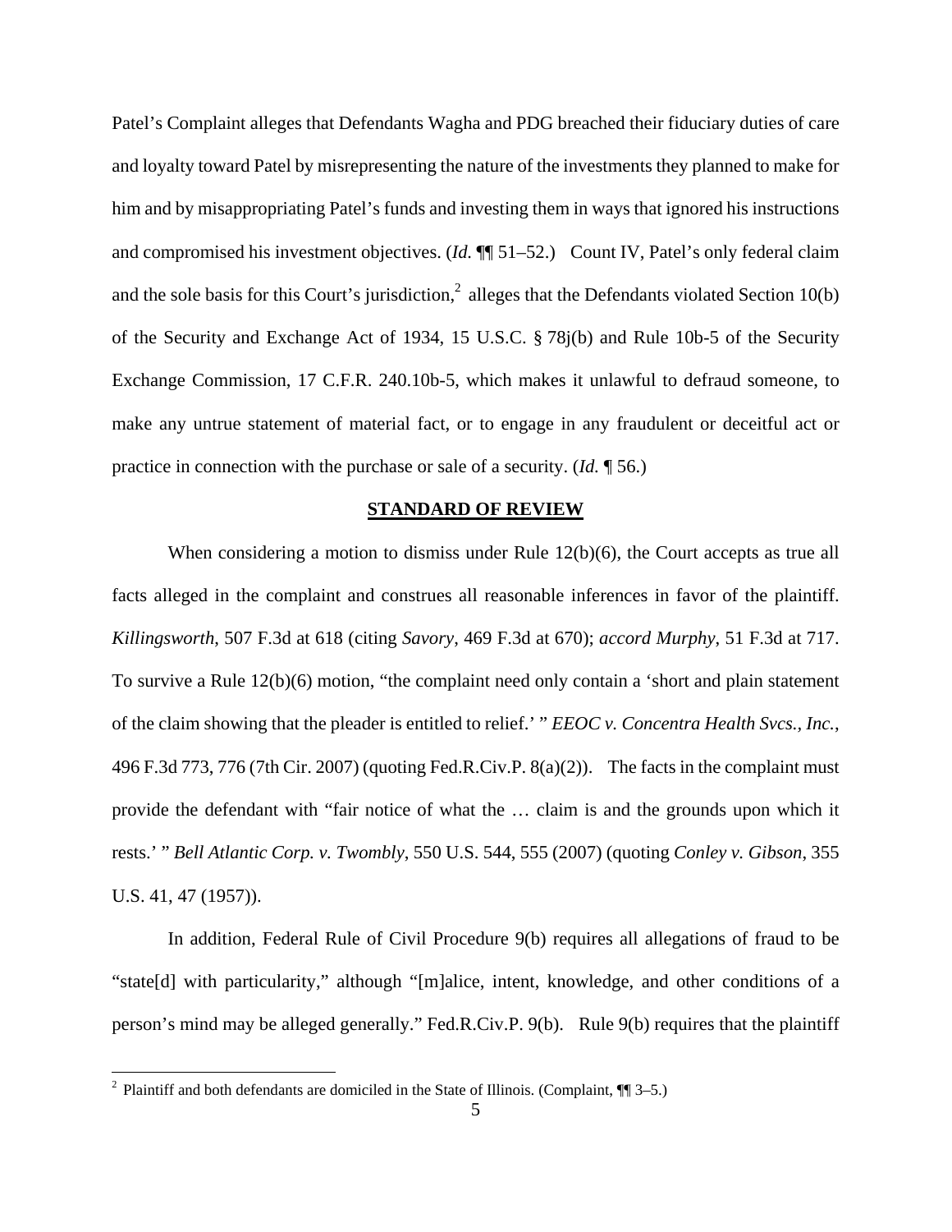Patel's Complaint alleges that Defendants Wagha and PDG breached their fiduciary duties of care and loyalty toward Patel by misrepresenting the nature of the investments they planned to make for him and by misappropriating Patel's funds and investing them in ways that ignored his instructions and compromised his investment objectives. (*Id.* ¶¶ 51–52.) Count IV, Patel's only federal claim and the sole basis for this Court's jurisdiction,[2] alleges that the Defendants violated Section 10(b) of the Security and Exchange Act of 1934, 15 U.S.C. § 78j(b) and Rule 10b-5 of the Security Exchange Commission, 17 C.F.R. 240.10b-5, which makes it unlawful to defraud someone, to make any untrue statement of material fact, or to engage in any fraudulent or deceitful act or practice in connection with the purchase or sale of a security. (*Id.* ¶ 56.)

## STANDARD OF REVIEW

When considering a motion to dismiss under Rule 12(b)(6), the Court accepts as true all facts alleged in the complaint and construes all reasonable inferences in favor of the plaintiff. *Killingsworth*, 507 F.3d at 618 (citing *Savory*, 469 F.3d at 670); *accord Murphy*, 51 F.3d at 717. To survive a Rule 12(b)(6) motion, "the complaint need only contain a 'short and plain statement of the claim showing that the pleader is entitled to relief.' " *EEOC v. Concentra Health Svcs., Inc.*, 496 F.3d 773, 776 (7th Cir. 2007) (quoting Fed.R.Civ.P. 8(a)(2)). The facts in the complaint must provide the defendant with "fair notice of what the … claim is and the grounds upon which it rests.' " *Bell Atlantic Corp. v. Twombly*, 550 U.S. 544, 555 (2007) (quoting *Conley v. Gibson*, 355 U.S. 41, 47 (1957)).

In addition, Federal Rule of Civil Procedure 9(b) requires all allegations of fraud to be "state[d] with particularity," although "[m]alice, intent, knowledge, and other conditions of a person's mind may be alleged generally." Fed.R.Civ.P. 9(b). Rule 9(b) requires that the plaintiff

---

[2] Plaintiff and both defendants are domiciled in the State of Illinois. (Complaint, ¶¶ 3–5.)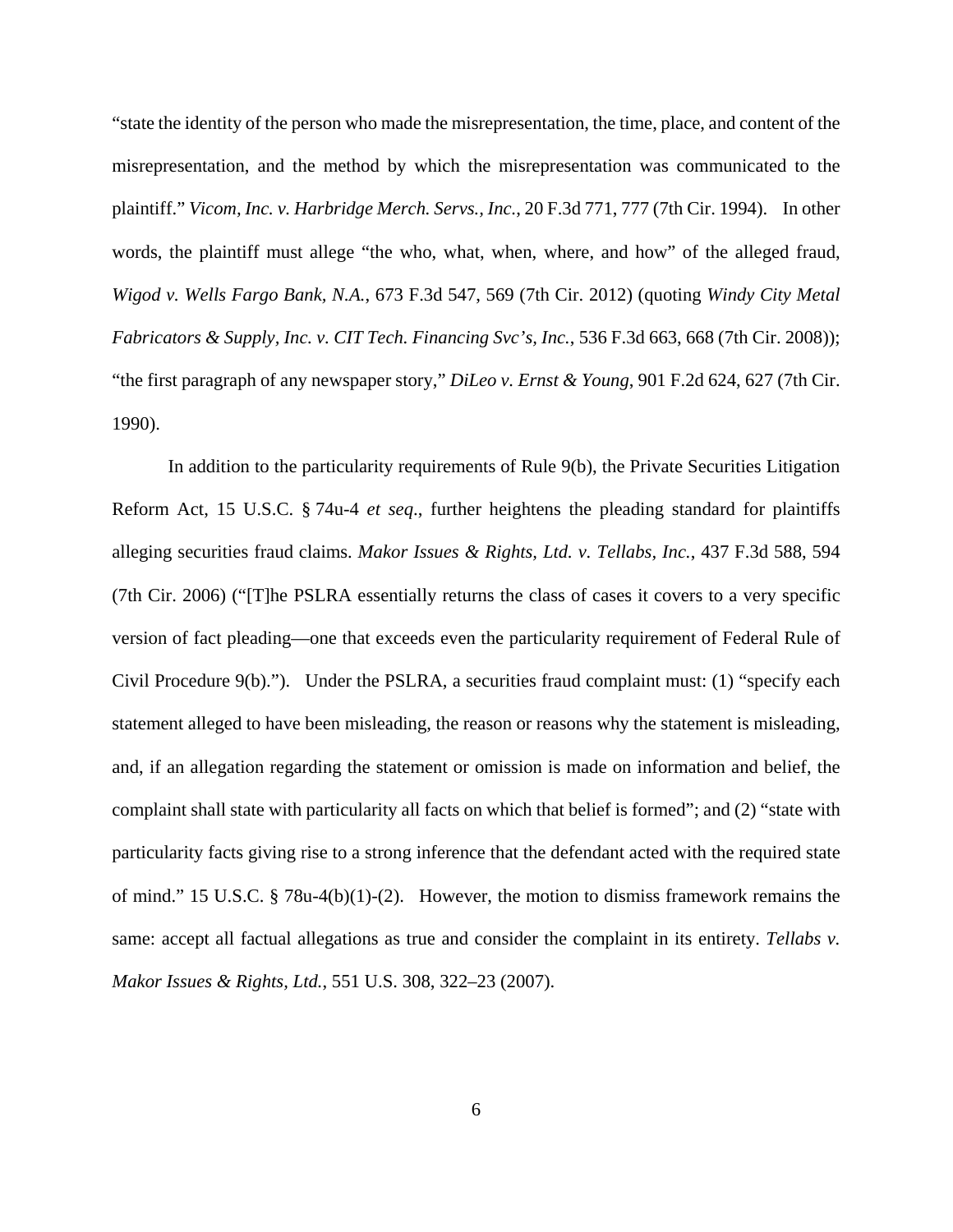"state the identity of the person who made the misrepresentation, the time, place, and content of the misrepresentation, and the method by which the misrepresentation was communicated to the plaintiff." *Vicom, Inc. v. Harbridge Merch. Servs., Inc.*, 20 F.3d 771, 777 (7th Cir. 1994). In other words, the plaintiff must allege "the who, what, when, where, and how" of the alleged fraud, *Wigod v. Wells Fargo Bank, N.A.*, 673 F.3d 547, 569 (7th Cir. 2012) (quoting *Windy City Metal Fabricators & Supply, Inc. v. CIT Tech. Financing Svc's, Inc.*, 536 F.3d 663, 668 (7th Cir. 2008)); "the first paragraph of any newspaper story," *DiLeo v. Ernst & Young*, 901 F.2d 624, 627 (7th Cir. 1990).

In addition to the particularity requirements of Rule 9(b), the Private Securities Litigation Reform Act, 15 U.S.C. § 74u-4 *et seq*., further heightens the pleading standard for plaintiffs alleging securities fraud claims. *Makor Issues & Rights, Ltd. v. Tellabs, Inc.*, 437 F.3d 588, 594 (7th Cir. 2006) ("[T]he PSLRA essentially returns the class of cases it covers to a very specific version of fact pleading—one that exceeds even the particularity requirement of Federal Rule of Civil Procedure 9(b)."). Under the PSLRA, a securities fraud complaint must: (1) "specify each statement alleged to have been misleading, the reason or reasons why the statement is misleading, and, if an allegation regarding the statement or omission is made on information and belief, the complaint shall state with particularity all facts on which that belief is formed"; and (2) "state with particularity facts giving rise to a strong inference that the defendant acted with the required state of mind." 15 U.S.C. § 78u-4(b)(1)-(2). However, the motion to dismiss framework remains the same: accept all factual allegations as true and consider the complaint in its entirety. *Tellabs v. Makor Issues & Rights, Ltd.*, 551 U.S. 308, 322–23 (2007).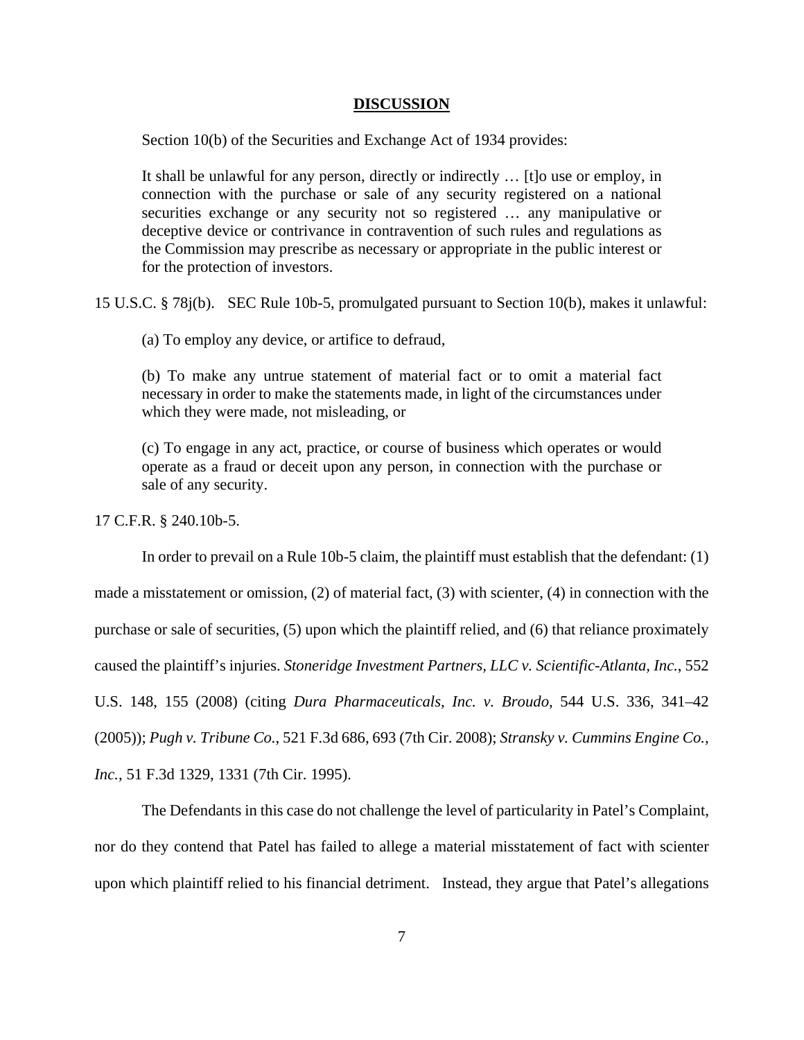## DISCUSSION

Section 10(b) of the Securities and Exchange Act of 1934 provides:

> It shall be unlawful for any person, directly or indirectly … [t]o use or employ, in connection with the purchase or sale of any security registered on a national securities exchange or any security not so registered … any manipulative or deceptive device or contrivance in contravention of such rules and regulations as the Commission may prescribe as necessary or appropriate in the public interest or for the protection of investors.

15 U.S.C. § 78j(b). SEC Rule 10b-5, promulgated pursuant to Section 10(b), makes it unlawful:

> (a) To employ any device, or artifice to defraud,
>
> (b) To make any untrue statement of material fact or to omit a material fact necessary in order to make the statements made, in light of the circumstances under which they were made, not misleading, or
>
> (c) To engage in any act, practice, or course of business which operates or would operate as a fraud or deceit upon any person, in connection with the purchase or sale of any security.

17 C.F.R. § 240.10b-5.

In order to prevail on a Rule 10b-5 claim, the plaintiff must establish that the defendant: (1) made a misstatement or omission, (2) of material fact, (3) with scienter, (4) in connection with the purchase or sale of securities, (5) upon which the plaintiff relied, and (6) that reliance proximately caused the plaintiff's injuries. *Stoneridge Investment Partners, LLC v. Scientific-Atlanta, Inc.*, 552 U.S. 148, 155 (2008) (citing *Dura Pharmaceuticals, Inc. v. Broudo*, 544 U.S. 336, 341–42 (2005)); *Pugh v. Tribune Co.*, 521 F.3d 686, 693 (7th Cir. 2008); *Stransky v. Cummins Engine Co., Inc.*, 51 F.3d 1329, 1331 (7th Cir. 1995).

The Defendants in this case do not challenge the level of particularity in Patel's Complaint, nor do they contend that Patel has failed to allege a material misstatement of fact with scienter upon which plaintiff relied to his financial detriment. Instead, they argue that Patel's allegations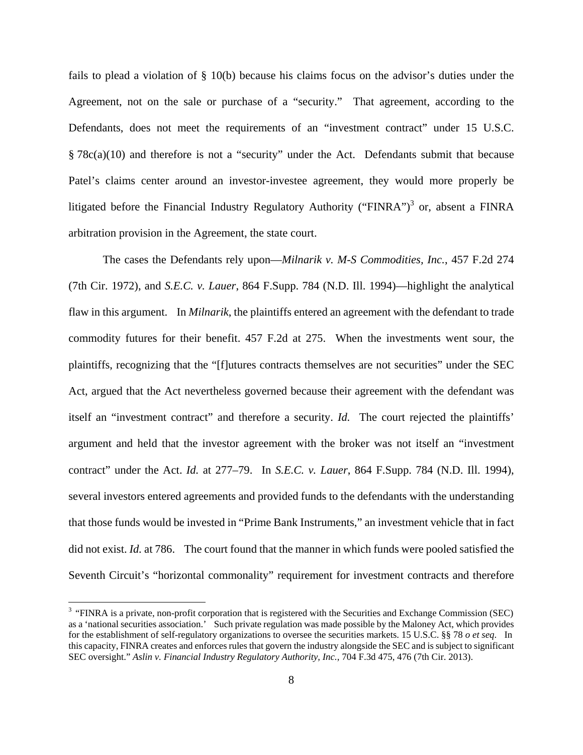fails to plead a violation of § 10(b) because his claims focus on the advisor's duties under the Agreement, not on the sale or purchase of a "security." That agreement, according to the Defendants, does not meet the requirements of an "investment contract" under 15 U.S.C. § 78c(a)(10) and therefore is not a "security" under the Act. Defendants submit that because Patel's claims center around an investor-investee agreement, they would more properly be litigated before the Financial Industry Regulatory Authority ("FINRA")[3] or, absent a FINRA arbitration provision in the Agreement, the state court.

The cases the Defendants rely upon—*Milnarik v. M-S Commodities, Inc.*, 457 F.2d 274 (7th Cir. 1972), and *S.E.C. v. Lauer*, 864 F.Supp. 784 (N.D. Ill. 1994)—highlight the analytical flaw in this argument. In *Milnarik*, the plaintiffs entered an agreement with the defendant to trade commodity futures for their benefit. 457 F.2d at 275. When the investments went sour, the plaintiffs, recognizing that the "[f]utures contracts themselves are not securities" under the SEC Act, argued that the Act nevertheless governed because their agreement with the defendant was itself an "investment contract" and therefore a security. *Id.* The court rejected the plaintiffs' argument and held that the investor agreement with the broker was not itself an "investment contract" under the Act. *Id.* at 277–79. In *S.E.C. v. Lauer*, 864 F.Supp. 784 (N.D. Ill. 1994), several investors entered agreements and provided funds to the defendants with the understanding that those funds would be invested in "Prime Bank Instruments," an investment vehicle that in fact did not exist. *Id.* at 786. The court found that the manner in which funds were pooled satisfied the Seventh Circuit's "horizontal commonality" requirement for investment contracts and therefore

[3] "FINRA is a private, non-profit corporation that is registered with the Securities and Exchange Commission (SEC) as a 'national securities association.' Such private regulation was made possible by the Maloney Act, which provides for the establishment of self-regulatory organizations to oversee the securities markets. 15 U.S.C. §§ 78 *o et seq*. In this capacity, FINRA creates and enforces rules that govern the industry alongside the SEC and is subject to significant SEC oversight." *Aslin v. Financial Industry Regulatory Authority, Inc.*, 704 F.3d 475, 476 (7th Cir. 2013).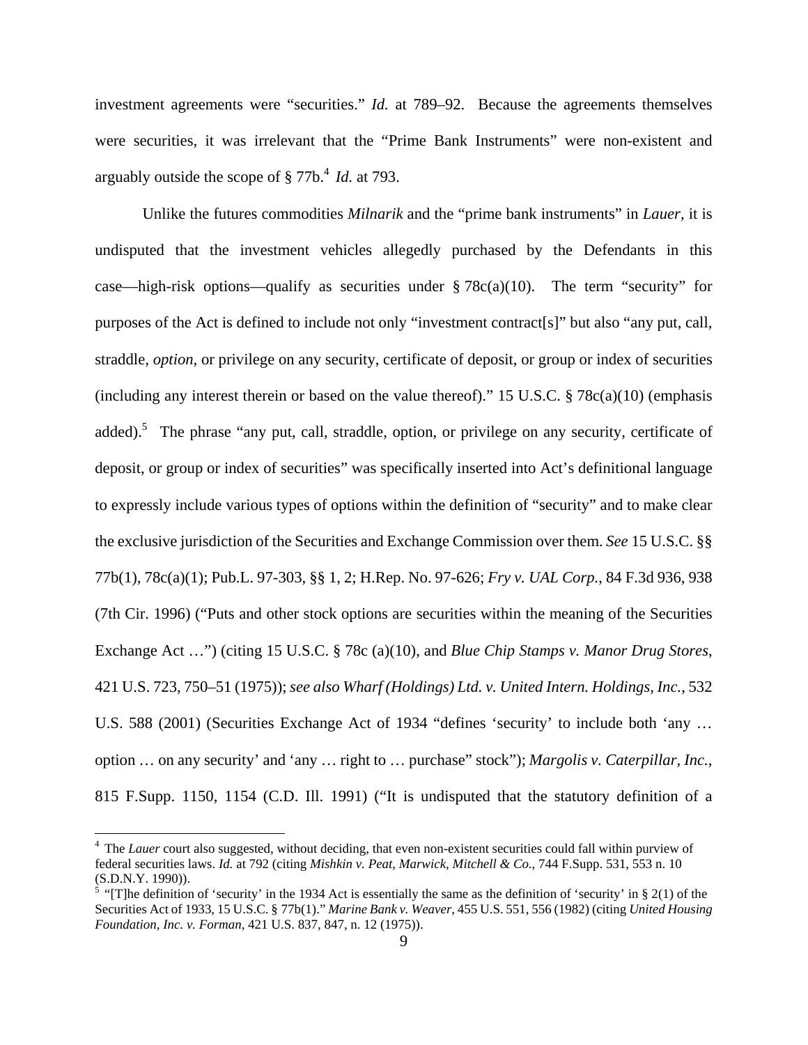investment agreements were "securities." *Id.* at 789–92. Because the agreements themselves were securities, it was irrelevant that the "Prime Bank Instruments" were non-existent and arguably outside the scope of § 77b.[4] *Id.* at 793.

Unlike the futures commodities *Milnarik* and the "prime bank instruments" in *Lauer*, it is undisputed that the investment vehicles allegedly purchased by the Defendants in this case—high-risk options—qualify as securities under § 78c(a)(10). The term "security" for purposes of the Act is defined to include not only "investment contract[s]" but also "any put, call, straddle, *option*, or privilege on any security, certificate of deposit, or group or index of securities (including any interest therein or based on the value thereof)." 15 U.S.C. § 78c(a)(10) (emphasis added).[5] The phrase "any put, call, straddle, option, or privilege on any security, certificate of deposit, or group or index of securities" was specifically inserted into Act's definitional language to expressly include various types of options within the definition of "security" and to make clear the exclusive jurisdiction of the Securities and Exchange Commission over them. *See* 15 U.S.C. §§ 77b(1), 78c(a)(1); Pub.L. 97-303, §§ 1, 2; H.Rep. No. 97-626; *Fry v. UAL Corp.*, 84 F.3d 936, 938 (7th Cir. 1996) ("Puts and other stock options are securities within the meaning of the Securities Exchange Act …") (citing 15 U.S.C. § 78c (a)(10), and *Blue Chip Stamps v. Manor Drug Stores*, 421 U.S. 723, 750–51 (1975)); *see also Wharf (Holdings) Ltd. v. United Intern. Holdings, Inc.*, 532 U.S. 588 (2001) (Securities Exchange Act of 1934 "defines 'security' to include both 'any … option … on any security' and 'any … right to … purchase" stock"); *Margolis v. Caterpillar, Inc.*, 815 F.Supp. 1150, 1154 (C.D. Ill. 1991) ("It is undisputed that the statutory definition of a

---

[4] The *Lauer* court also suggested, without deciding, that even non-existent securities could fall within purview of federal securities laws. *Id.* at 792 (citing *Mishkin v. Peat, Marwick, Mitchell & Co.*, 744 F.Supp. 531, 553 n. 10 (S.D.N.Y. 1990)).

[5] "[T]he definition of 'security' in the 1934 Act is essentially the same as the definition of 'security' in § 2(1) of the Securities Act of 1933, 15 U.S.C. § 77b(1)." *Marine Bank v. Weaver*, 455 U.S. 551, 556 (1982) (citing *United Housing Foundation, Inc. v. Forman*, 421 U.S. 837, 847, n. 12 (1975)).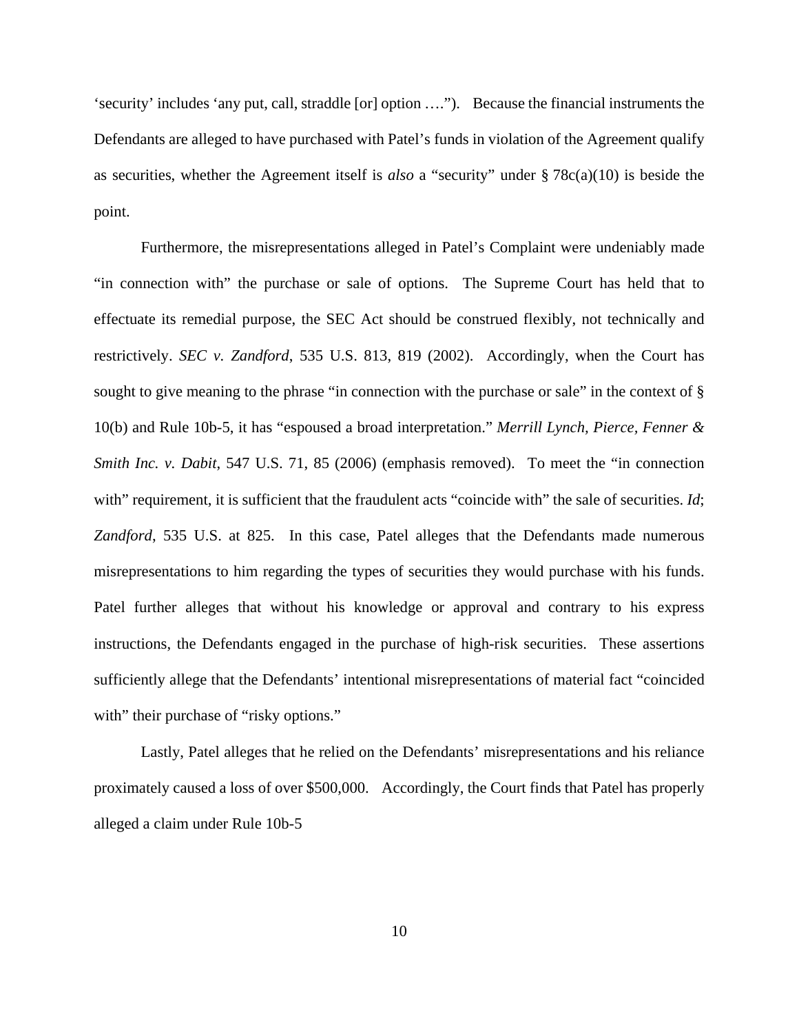'security' includes 'any put, call, straddle [or] option ….").   Because the financial instruments the Defendants are alleged to have purchased with Patel's funds in violation of the Agreement qualify as securities, whether the Agreement itself is *also* a "security" under § 78c(a)(10) is beside the point.

Furthermore, the misrepresentations alleged in Patel's Complaint were undeniably made "in connection with" the purchase or sale of options.  The Supreme Court has held that to effectuate its remedial purpose, the SEC Act should be construed flexibly, not technically and restrictively. *SEC v. Zandford*, 535 U.S. 813, 819 (2002).  Accordingly, when the Court has sought to give meaning to the phrase "in connection with the purchase or sale" in the context of § 10(b) and Rule 10b-5, it has "espoused a broad interpretation." *Merrill Lynch, Pierce, Fenner & Smith Inc. v. Dabit*, 547 U.S. 71, 85 (2006) (emphasis removed).  To meet the "in connection with" requirement, it is sufficient that the fraudulent acts "coincide with" the sale of securities. *Id*; *Zandford*, 535 U.S. at 825.  In this case, Patel alleges that the Defendants made numerous misrepresentations to him regarding the types of securities they would purchase with his funds. Patel further alleges that without his knowledge or approval and contrary to his express instructions, the Defendants engaged in the purchase of high-risk securities.  These assertions sufficiently allege that the Defendants' intentional misrepresentations of material fact "coincided with" their purchase of "risky options."

Lastly, Patel alleges that he relied on the Defendants' misrepresentations and his reliance proximately caused a loss of over $500,000.  Accordingly, the Court finds that Patel has properly alleged a claim under Rule 10b-5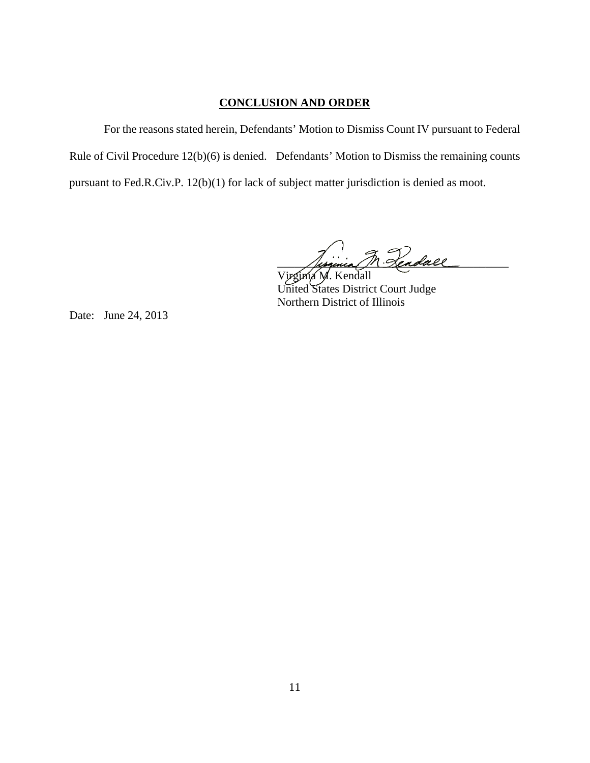## CONCLUSION AND ORDER

For the reasons stated herein, Defendants' Motion to Dismiss Count IV pursuant to Federal Rule of Civil Procedure 12(b)(6) is denied. Defendants' Motion to Dismiss the remaining counts pursuant to Fed.R.Civ.P. 12(b)(1) for lack of subject matter jurisdiction is denied as moot.

\_\_\_\_\_\_\_\_\_\_\_\_\_\_\_\_\_\_\_\_\_\_\_\_\_\_\_\_\_\_\_\_\_\_\_\_

Virginia M. Kendall
United States District Court Judge
Northern District of Illinois

Date: June 24, 2013